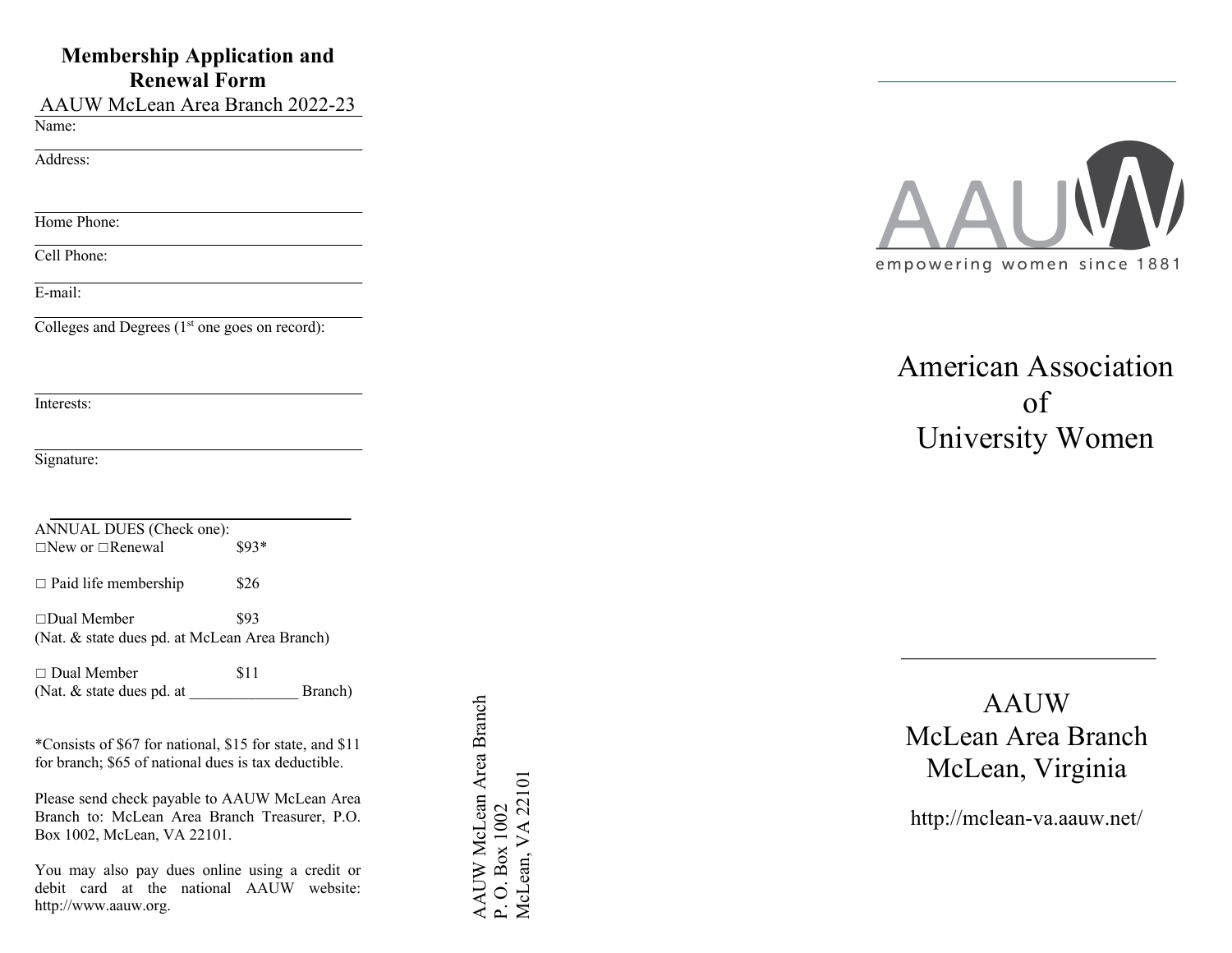## Membership Application and Renewal Form

AAUW McLean Area Branch 2022-23

Name:

Address:

Home Phone:

Cell Phone:

E-mail:

Colleges and Degrees (1st one goes on record):

Interests:

Signature:

ANNUAL DUES (Check one):

| | |
|---|---|
| □New or □Renewal | $93* |
| □ Paid life membership | $26 |
| □Dual Member (Nat. & state dues pd. at McLean Area Branch) | $93 |
| □ Dual Member (Nat. & state dues pd. at ______________ Branch) | $11 |

*Consists of $67 for national, $15 for state, and $11 for branch; $65 of national dues is tax deductible.

Please send check payable to AAUW McLean Area Branch to: McLean Area Branch Treasurer, P.O. Box 1002, McLean, VA 22101.

You may also pay dues online using a credit or debit card at the national AAUW website: http://www.aauw.org.

AAUW McLean Area Branch
P. O. Box 1002
McLean, VA 22101

AAUW
empowering women since 1881

# American Association of University Women

## AAUW McLean Area Branch McLean, Virginia

http://mclean-va.aauw.net/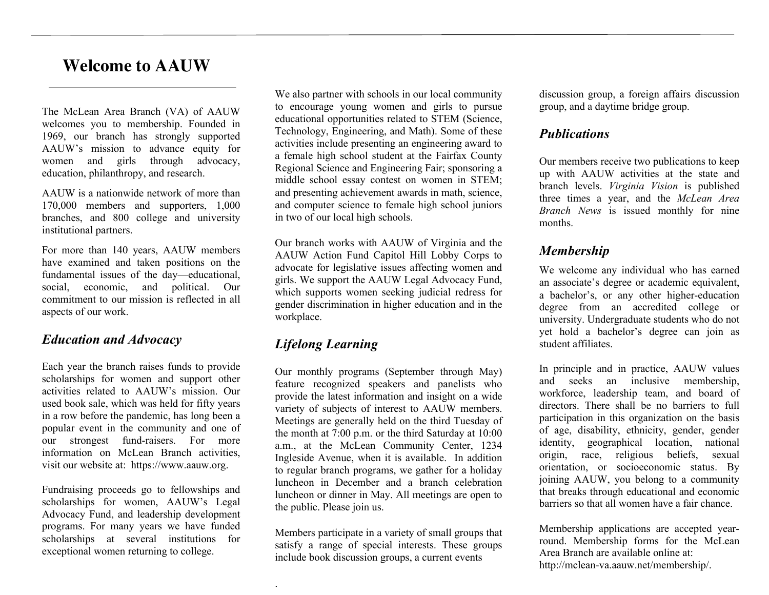# Welcome to AAUW

The McLean Area Branch (VA) of AAUW welcomes you to membership. Founded in 1969, our branch has strongly supported AAUW's mission to advance equity for women and girls through advocacy, education, philanthropy, and research.

AAUW is a nationwide network of more than 170,000 members and supporters, 1,000 branches, and 800 college and university institutional partners.

For more than 140 years, AAUW members have examined and taken positions on the fundamental issues of the day—educational, social, economic, and political. Our commitment to our mission is reflected in all aspects of our work.

## *Education and Advocacy*

Each year the branch raises funds to provide scholarships for women and support other activities related to AAUW's mission. Our used book sale, which was held for fifty years in a row before the pandemic, has long been a popular event in the community and one of our strongest fund-raisers. For more information on McLean Branch activities, visit our website at: https://www.aauw.org.

Fundraising proceeds go to fellowships and scholarships for women, AAUW's Legal Advocacy Fund, and leadership development programs. For many years we have funded scholarships at several institutions for exceptional women returning to college.

We also partner with schools in our local community to encourage young women and girls to pursue educational opportunities related to STEM (Science, Technology, Engineering, and Math). Some of these activities include presenting an engineering award to a female high school student at the Fairfax County Regional Science and Engineering Fair; sponsoring a middle school essay contest on women in STEM; and presenting achievement awards in math, science, and computer science to female high school juniors in two of our local high schools.

Our branch works with AAUW of Virginia and the AAUW Action Fund Capitol Hill Lobby Corps to advocate for legislative issues affecting women and girls. We support the AAUW Legal Advocacy Fund, which supports women seeking judicial redress for gender discrimination in higher education and in the workplace.

## *Lifelong Learning*

Our monthly programs (September through May) feature recognized speakers and panelists who provide the latest information and insight on a wide variety of subjects of interest to AAUW members. Meetings are generally held on the third Tuesday of the month at 7:00 p.m. or the third Saturday at 10:00 a.m., at the McLean Community Center, 1234 Ingleside Avenue, when it is available. In addition to regular branch programs, we gather for a holiday luncheon in December and a branch celebration luncheon or dinner in May. All meetings are open to the public. Please join us.

Members participate in a variety of small groups that satisfy a range of special interests. These groups include book discussion groups, a current events discussion group, a foreign affairs discussion group, and a daytime bridge group.

## *Publications*

Our members receive two publications to keep up with AAUW activities at the state and branch levels. *Virginia Vision* is published three times a year, and the *McLean Area Branch News* is issued monthly for nine months.

## *Membership*

We welcome any individual who has earned an associate's degree or academic equivalent, a bachelor's, or any other higher-education degree from an accredited college or university. Undergraduate students who do not yet hold a bachelor's degree can join as student affiliates.

In principle and in practice, AAUW values and seeks an inclusive membership, workforce, leadership team, and board of directors. There shall be no barriers to full participation in this organization on the basis of age, disability, ethnicity, gender, gender identity, geographical location, national origin, race, religious beliefs, sexual orientation, or socioeconomic status. By joining AAUW, you belong to a community that breaks through educational and economic barriers so that all women have a fair chance.

Membership applications are accepted year-round. Membership forms for the McLean Area Branch are available online at: http://mclean-va.aauw.net/membership/.